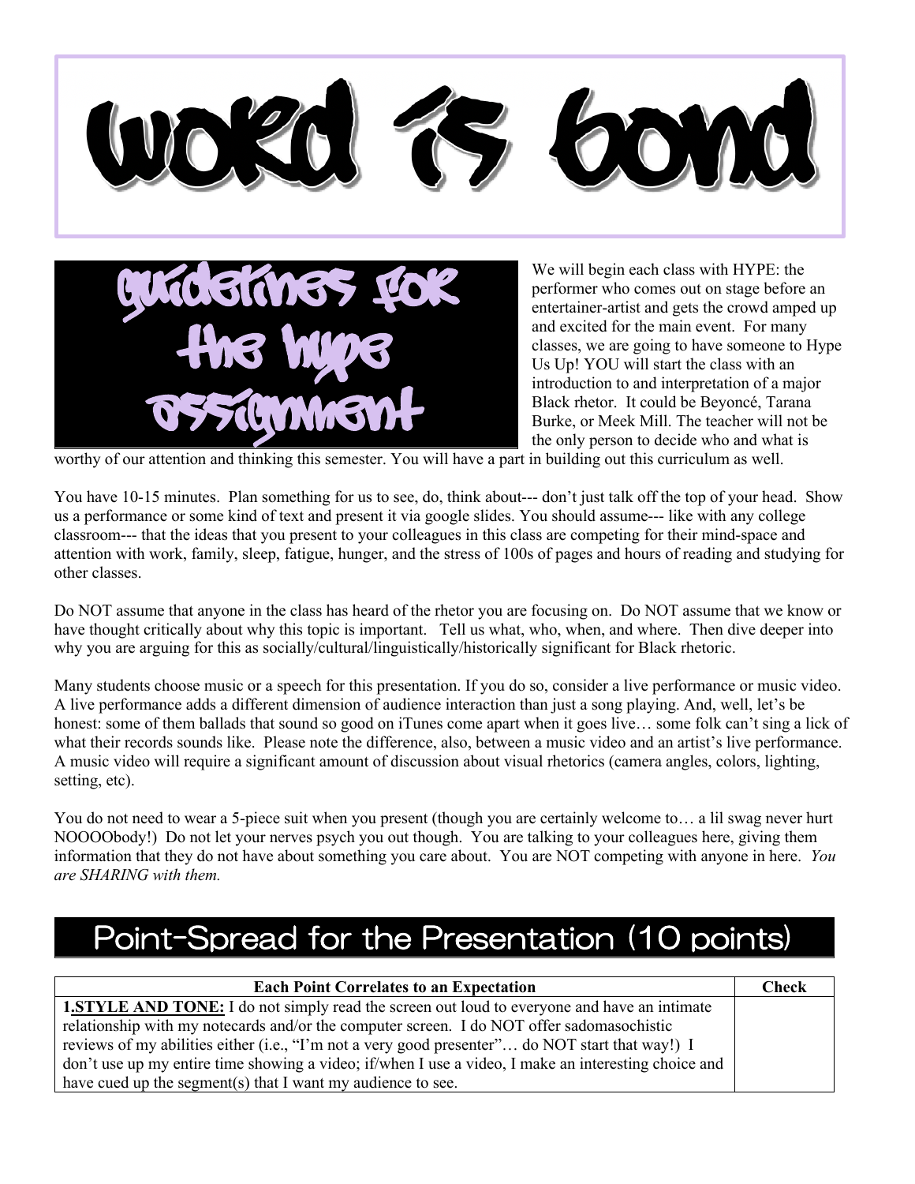# word is bond

## guidelines for the hype assignment

We will begin each class with HYPE: the performer who comes out on stage before an entertainer-artist and gets the crowd amped up and excited for the main event. For many classes, we are going to have someone to Hype Us Up! YOU will start the class with an introduction to and interpretation of a major Black rhetor. It could be Beyoncé, Tarana Burke, or Meek Mill. The teacher will not be the only person to decide who and what is worthy of our attention and thinking this semester. You will have a part in building out this curriculum as well.

You have 10-15 minutes. Plan something for us to see, do, think about--- don't just talk off the top of your head. Show us a performance or some kind of text and present it via google slides. You should assume--- like with any college classroom--- that the ideas that you present to your colleagues in this class are competing for their mind-space and attention with work, family, sleep, fatigue, hunger, and the stress of 100s of pages and hours of reading and studying for other classes.

Do NOT assume that anyone in the class has heard of the rhetor you are focusing on. Do NOT assume that we know or have thought critically about why this topic is important. Tell us what, who, when, and where. Then dive deeper into why you are arguing for this as socially/cultural/linguistically/historically significant for Black rhetoric.

Many students choose music or a speech for this presentation. If you do so, consider a live performance or music video. A live performance adds a different dimension of audience interaction than just a song playing. And, well, let's be honest: some of them ballads that sound so good on iTunes come apart when it goes live… some folk can't sing a lick of what their records sounds like. Please note the difference, also, between a music video and an artist's live performance. A music video will require a significant amount of discussion about visual rhetorics (camera angles, colors, lighting, setting, etc).

You do not need to wear a 5-piece suit when you present (though you are certainly welcome to… a lil swag never hurt NOOOObody!) Do not let your nerves psych you out though. You are talking to your colleagues here, giving them information that they do not have about something you care about. You are NOT competing with anyone in here. *You are SHARING with them.*

## Point-Spread for the Presentation (10 points)

| Each Point Correlates to an Expectation | Check |
|---|---|
| **1.STYLE AND TONE:** I do not simply read the screen out loud to everyone and have an intimate relationship with my notecards and/or the computer screen. I do NOT offer sadomasochistic reviews of my abilities either (i.e., "I'm not a very good presenter"… do NOT start that way!) I don't use up my entire time showing a video; if/when I use a video, I make an interesting choice and have cued up the segment(s) that I want my audience to see. | |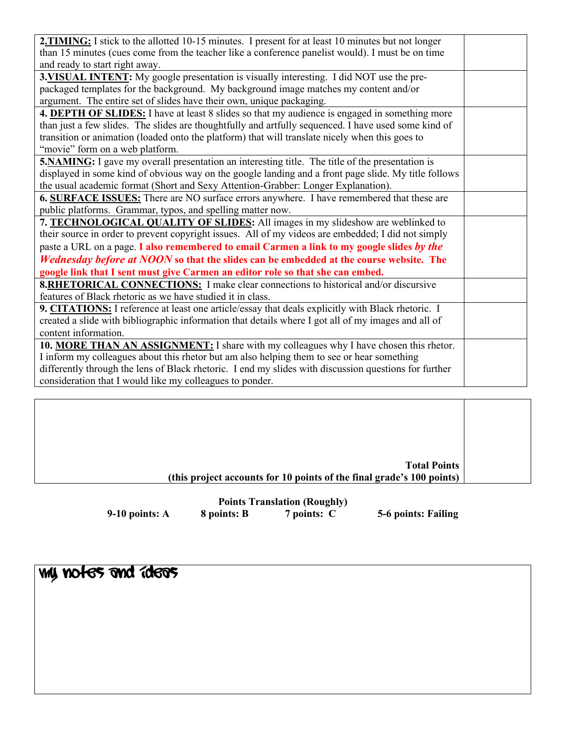| | |
|---|---|
| **2.TIMING:** I stick to the allotted 10-15 minutes. I present for at least 10 minutes but not longer than 15 minutes (cues come from the teacher like a conference panelist would). I must be on time and ready to start right away. | |
| **3.VISUAL INTENT:** My google presentation is visually interesting. I did NOT use the pre-packaged templates for the background. My background image matches my content and/or argument. The entire set of slides have their own, unique packaging. | |
| **4. DEPTH OF SLIDES:** I have at least 8 slides so that my audience is engaged in something more than just a few slides. The slides are thoughtfully and artfully sequenced. I have used some kind of transition or animation (loaded onto the platform) that will translate nicely when this goes to "movie" form on a web platform. | |
| **5.NAMING:** I gave my overall presentation an interesting title. The title of the presentation is displayed in some kind of obvious way on the google landing and a front page slide. My title follows the usual academic format (Short and Sexy Attention-Grabber: Longer Explanation). | |
| **6. SURFACE ISSUES:** There are NO surface errors anywhere. I have remembered that these are public platforms. Grammar, typos, and spelling matter now. | |
| **7. TECHNOLOGICAL QUALITY OF SLIDES:** All images in my slideshow are weblinked to their source in order to prevent copyright issues. All of my videos are embedded; I did not simply paste a URL on a page. **I also remembered to email Carmen a link to my google slides *by the Wednesday before at NOON* so that the slides can be embedded at the course website. The google link that I sent must give Carmen an editor role so that she can embed.** | |
| **8.RHETORICAL CONNECTIONS:** I make clear connections to historical and/or discursive features of Black rhetoric as we have studied it in class. | |
| **9. CITATIONS:** I reference at least one article/essay that deals explicitly with Black rhetoric. I created a slide with bibliographic information that details where I got all of my images and all of content information. | |
| **10. MORE THAN AN ASSIGNMENT:** I share with my colleagues why I have chosen this rhetor. I inform my colleagues about this rhetor but am also helping them to see or hear something differently through the lens of Black rhetoric. I end my slides with discussion questions for further consideration that I would like my colleagues to ponder. | |

| | |
|---|---|
| **Total Points (this project accounts for 10 points of the final grade's 100 points)** | |

**Points Translation (Roughly)**

**9-10 points: A** **8 points: B** **7 points: C** **5-6 points: Failing**

| my notes and ideas |
|---|
| |